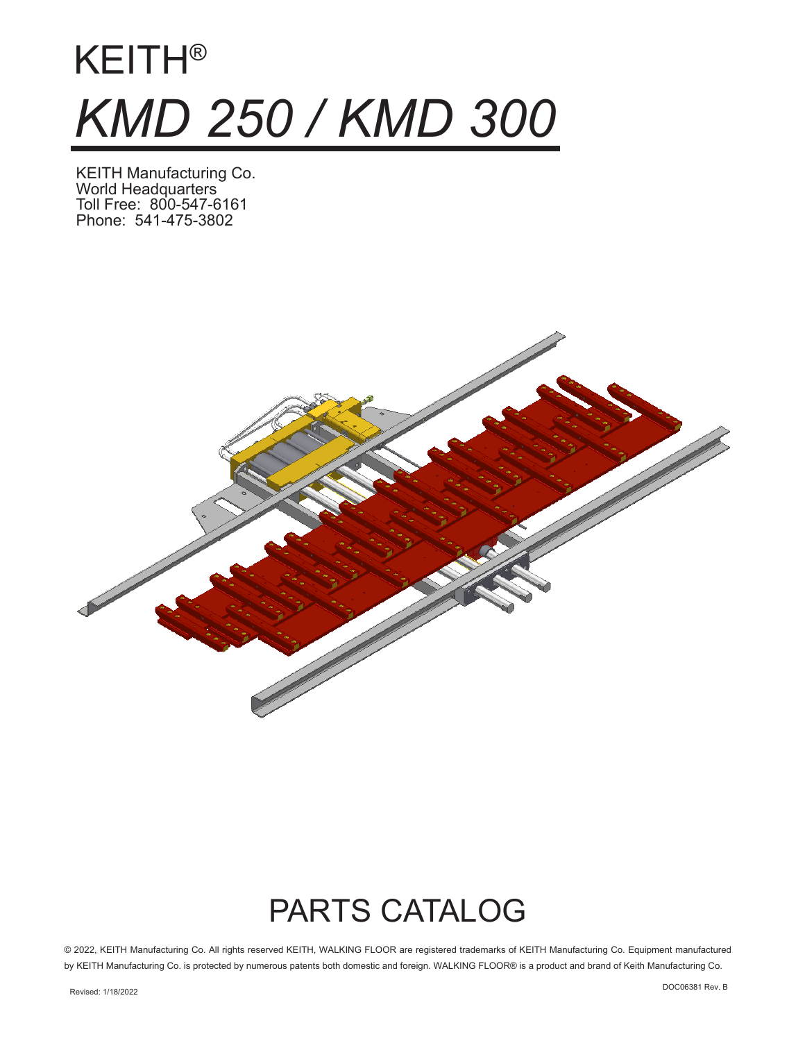# KEITH®

# *KMD 250 / KMD 300*

KEITH Manufacturing Co.
World Headquarters
Toll Free: 800-547-6161
Phone: 541-475-3802

# PARTS CATALOG

© 2022, KEITH Manufacturing Co. All rights reserved KEITH, WALKING FLOOR are registered trademarks of KEITH Manufacturing Co. Equipment manufactured by KEITH Manufacturing Co. is protected by numerous patents both domestic and foreign. WALKING FLOOR® is a product and brand of Keith Manufacturing Co.

Revised: 1/18/2022

DOC06381 Rev. B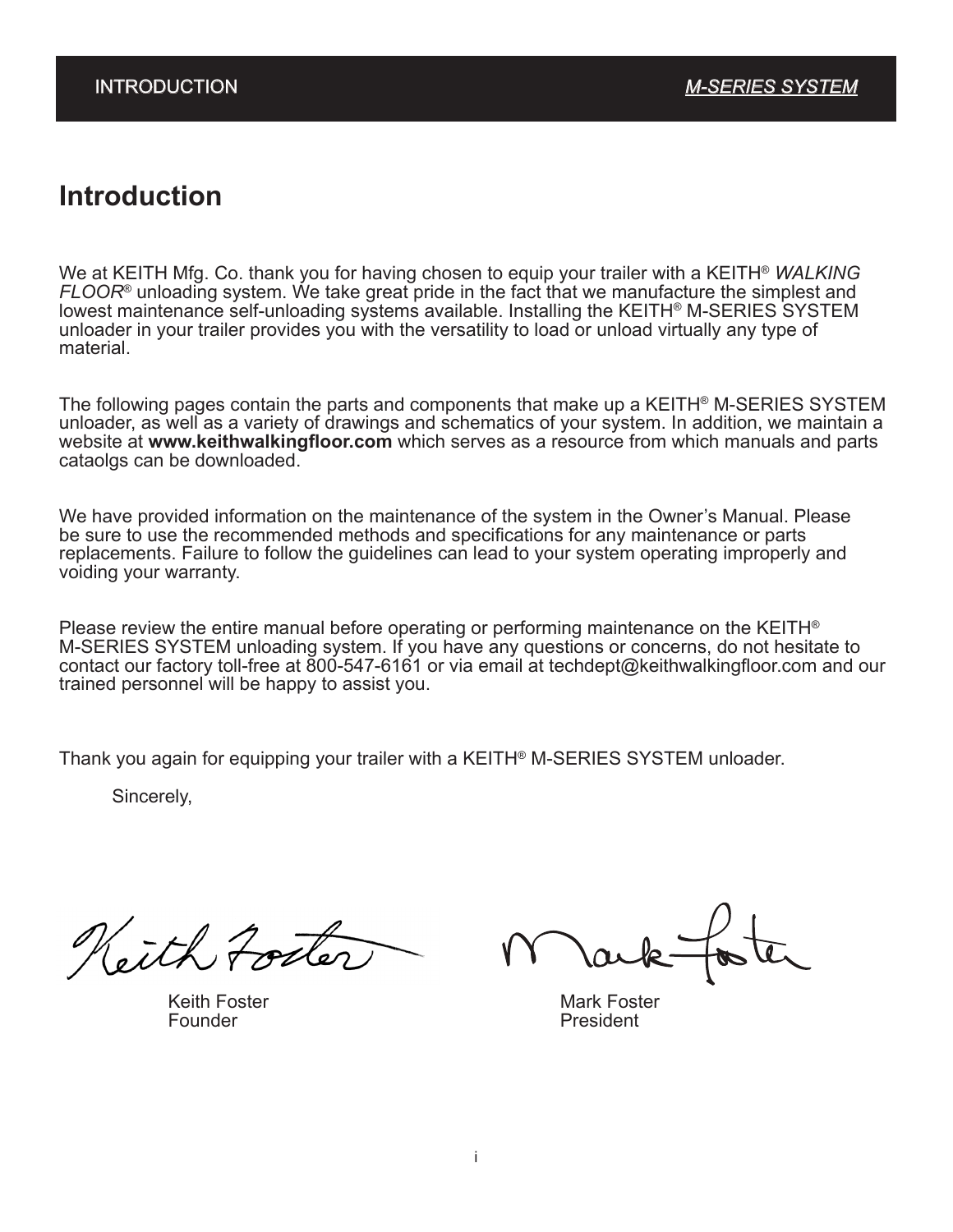# Introduction

We at KEITH Mfg. Co. thank you for having chosen to equip your trailer with a KEITH® *WALKING FLOOR*® unloading system. We take great pride in the fact that we manufacture the simplest and lowest maintenance self-unloading systems available. Installing the KEITH® M-SERIES SYSTEM unloader in your trailer provides you with the versatility to load or unload virtually any type of material.

The following pages contain the parts and components that make up a KEITH® M-SERIES SYSTEM unloader, as well as a variety of drawings and schematics of your system. In addition, we maintain a website at **www.keithwalkingfloor.com** which serves as a resource from which manuals and parts cataolgs can be downloaded.

We have provided information on the maintenance of the system in the Owner's Manual. Please be sure to use the recommended methods and specifications for any maintenance or parts replacements. Failure to follow the guidelines can lead to your system operating improperly and voiding your warranty.

Please review the entire manual before operating or performing maintenance on the KEITH® M-SERIES SYSTEM unloading system. If you have any questions or concerns, do not hesitate to contact our factory toll-free at 800-547-6161 or via email at techdept@keithwalkingfloor.com and our trained personnel will be happy to assist you.

Thank you again for equipping your trailer with a KEITH® M-SERIES SYSTEM unloader.

Sincerely,

Keith Foster
Founder

Mark Foster
President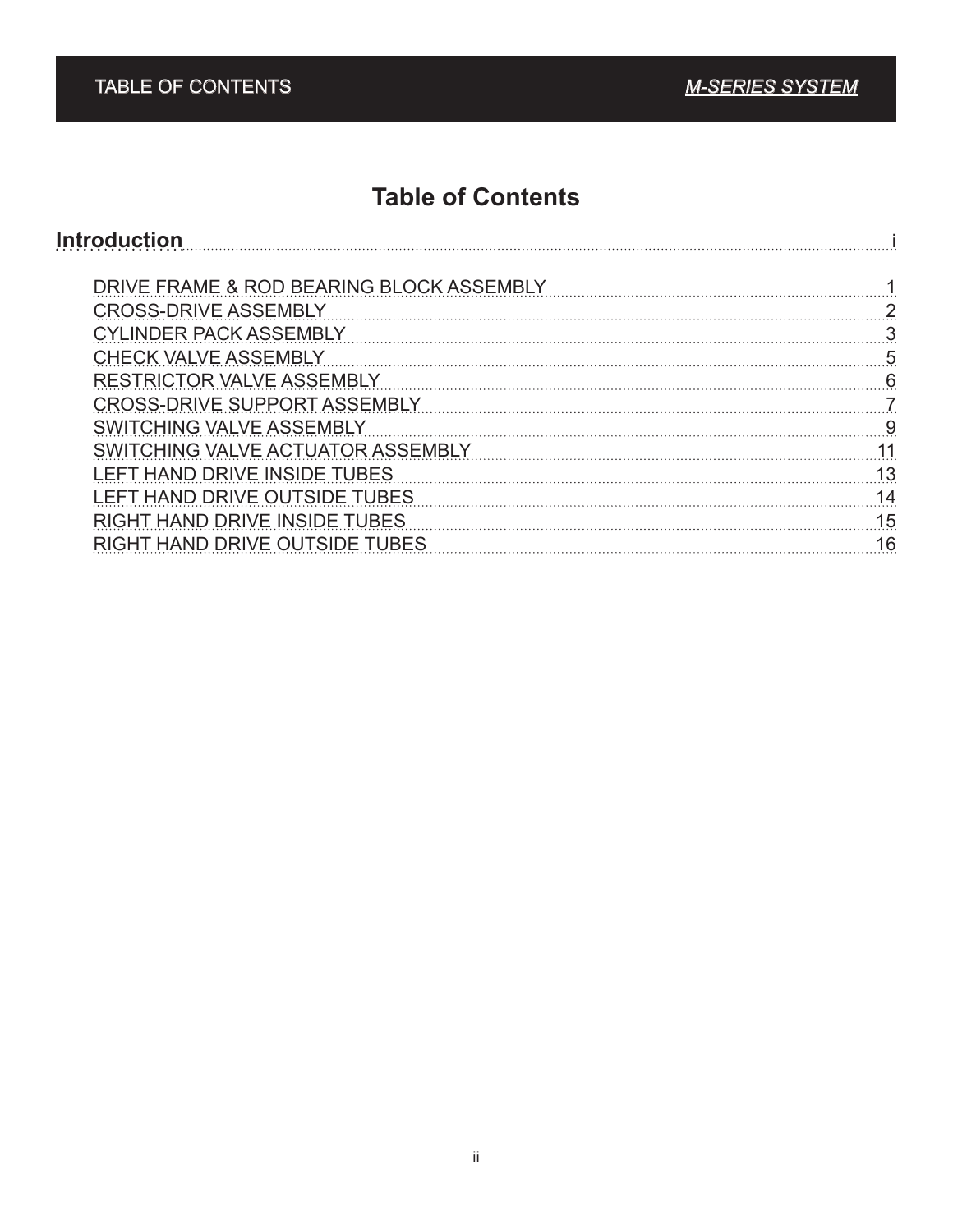# Table of Contents

**Introduction** ..... i

- DRIVE FRAME & ROD BEARING BLOCK ASSEMBLY ..... 1
- CROSS-DRIVE ASSEMBLY ..... 2
- CYLINDER PACK ASSEMBLY ..... 3
- CHECK VALVE ASSEMBLY ..... 5
- RESTRICTOR VALVE ASSEMBLY ..... 6
- CROSS-DRIVE SUPPORT ASSEMBLY ..... 7
- SWITCHING VALVE ASSEMBLY ..... 9
- SWITCHING VALVE ACTUATOR ASSEMBLY ..... 11
- LEFT HAND DRIVE INSIDE TUBES ..... 13
- LEFT HAND DRIVE OUTSIDE TUBES ..... 14
- RIGHT HAND DRIVE INSIDE TUBES ..... 15
- RIGHT HAND DRIVE OUTSIDE TUBES ..... 16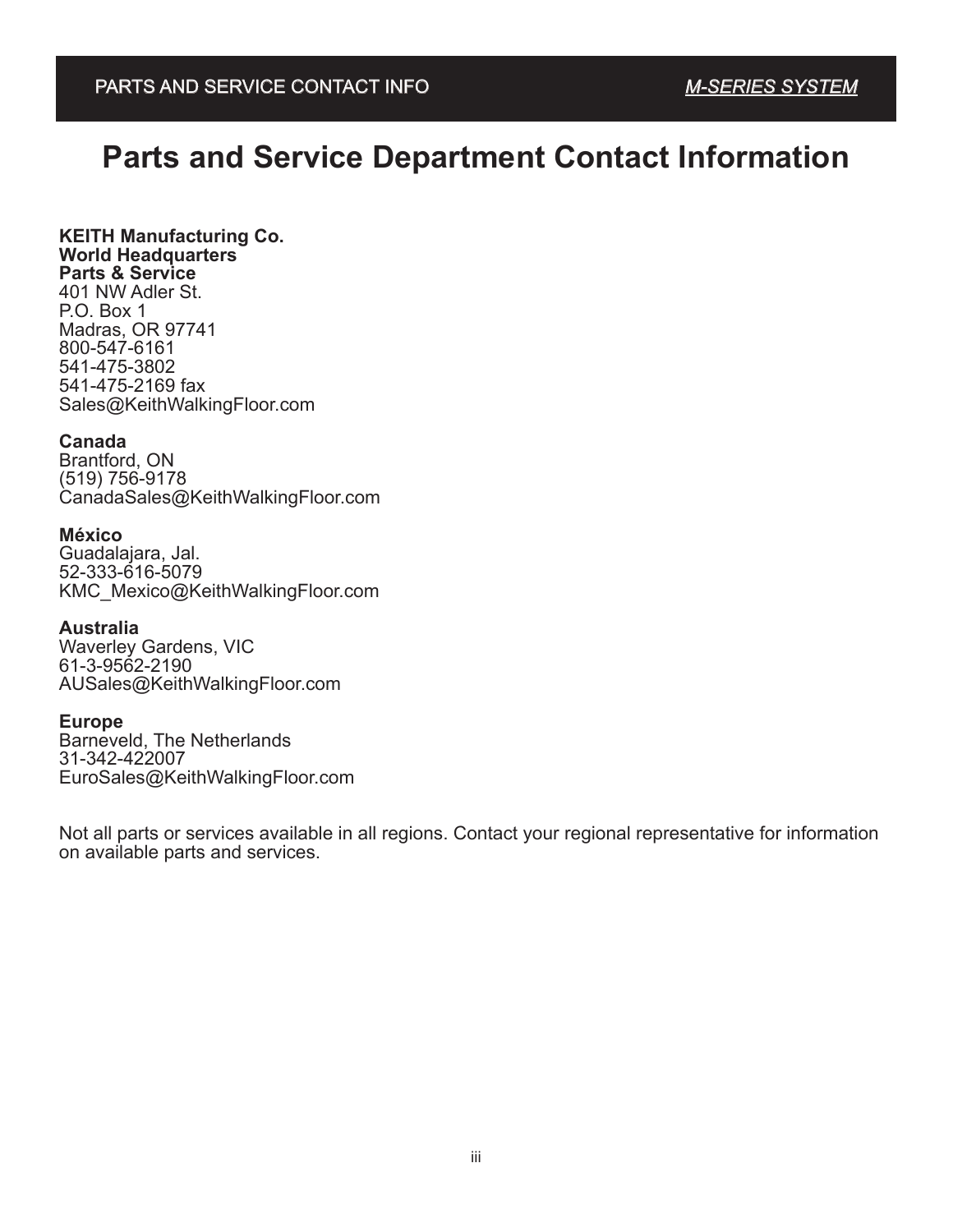# Parts and Service Department Contact Information

**KEITH Manufacturing Co.**
**World Headquarters**
**Parts & Service**
401 NW Adler St.
P.O. Box 1
Madras, OR 97741
800-547-6161
541-475-3802
541-475-2169 fax
Sales@KeithWalkingFloor.com

**Canada**
Brantford, ON
(519) 756-9178
CanadaSales@KeithWalkingFloor.com

**México**
Guadalajara, Jal.
52-333-616-5079
KMC_Mexico@KeithWalkingFloor.com

**Australia**
Waverley Gardens, VIC
61-3-9562-2190
AUSales@KeithWalkingFloor.com

**Europe**
Barneveld, The Netherlands
31-342-422007
EuroSales@KeithWalkingFloor.com

Not all parts or services available in all regions. Contact your regional representative for information on available parts and services.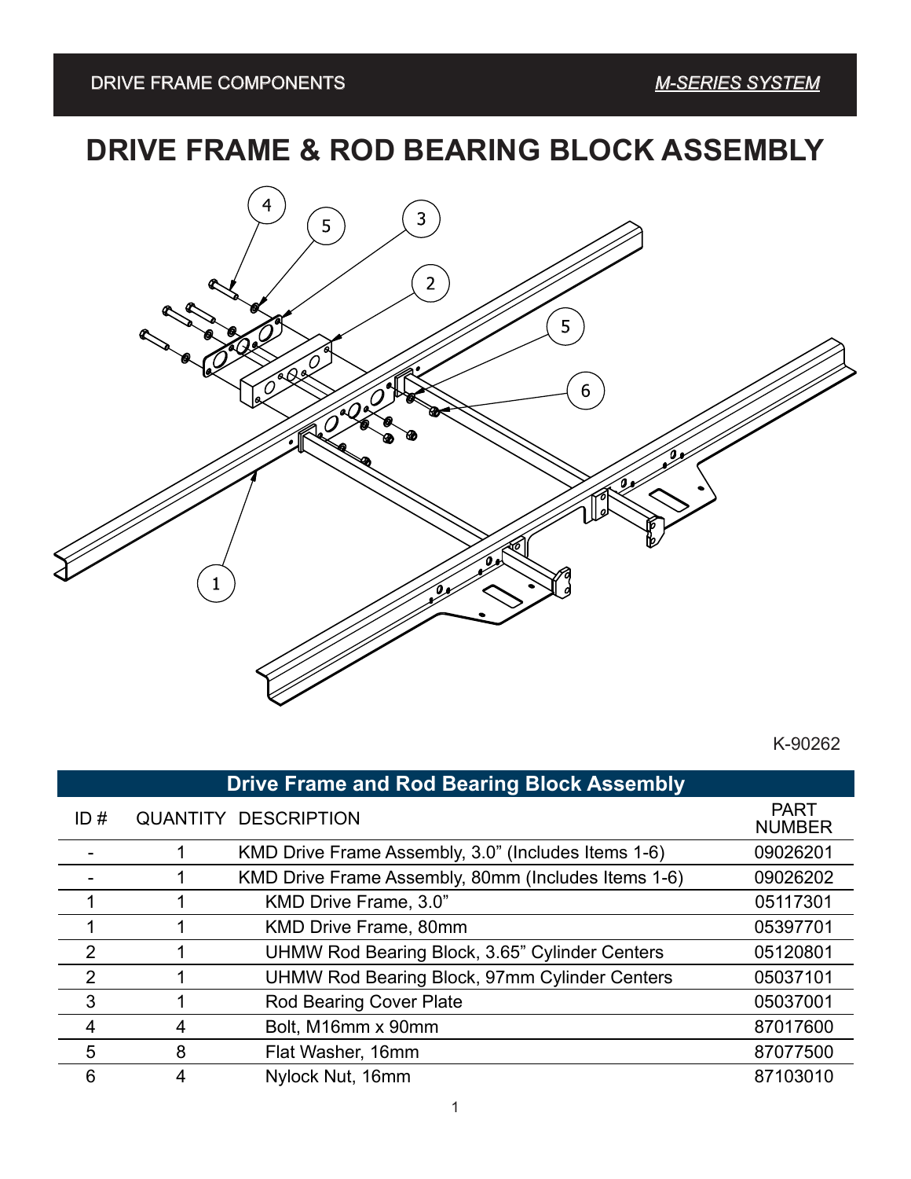# DRIVE FRAME & ROD BEARING BLOCK ASSEMBLY

K-90262

| Drive Frame and Rod Bearing Block Assembly | | | |
|---|---|---|---|
| ID # | QUANTITY | DESCRIPTION | PART NUMBER |
| - | 1 | KMD Drive Frame Assembly, 3.0" (Includes Items 1-6) | 09026201 |
| - | 1 | KMD Drive Frame Assembly, 80mm (Includes Items 1-6) | 09026202 |
| 1 | 1 | KMD Drive Frame, 3.0" | 05117301 |
| 1 | 1 | KMD Drive Frame, 80mm | 05397701 |
| 2 | 1 | UHMW Rod Bearing Block, 3.65" Cylinder Centers | 05120801 |
| 2 | 1 | UHMW Rod Bearing Block, 97mm Cylinder Centers | 05037101 |
| 3 | 1 | Rod Bearing Cover Plate | 05037001 |
| 4 | 4 | Bolt, M16mm x 90mm | 87017600 |
| 5 | 8 | Flat Washer, 16mm | 87077500 |
| 6 | 4 | Nylock Nut, 16mm | 87103010 |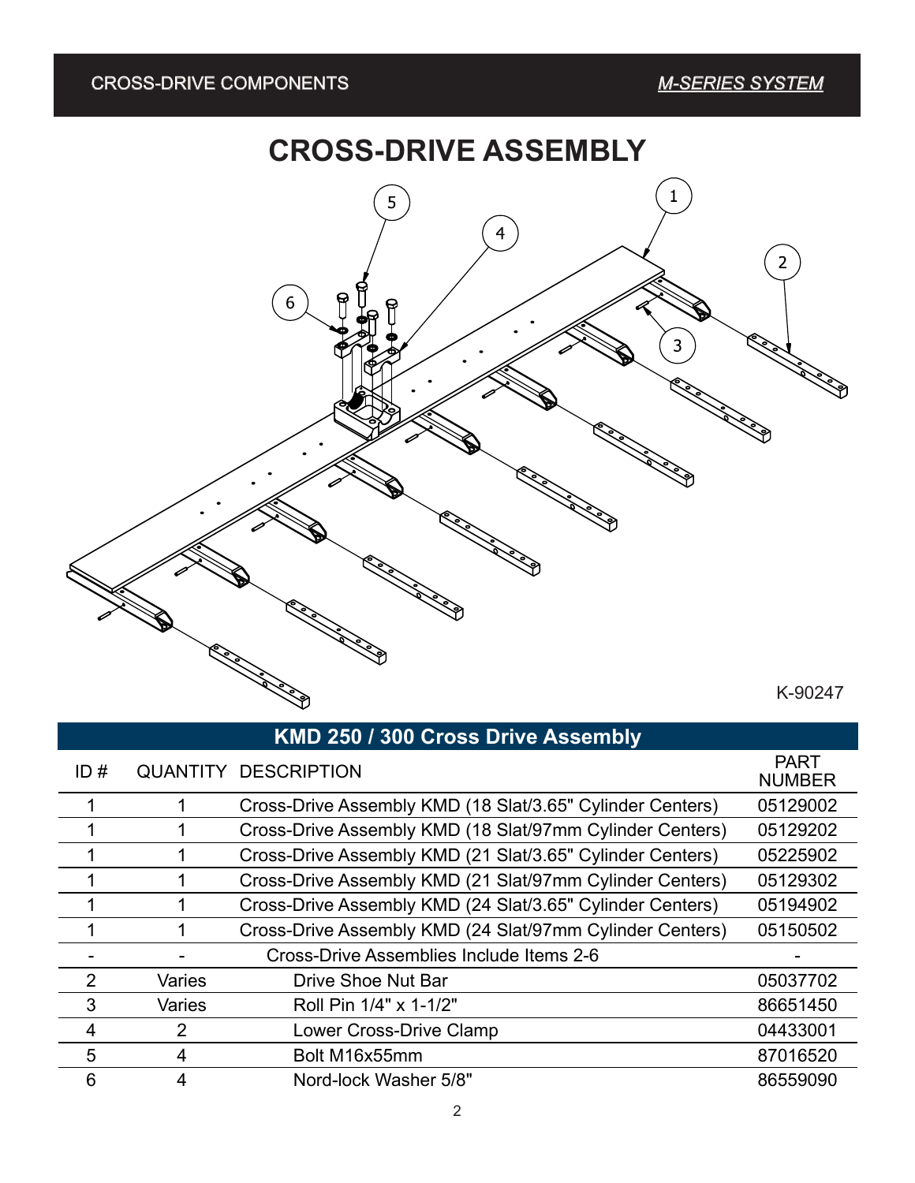# CROSS-DRIVE ASSEMBLY

1
2
3
4
5
6

K-90247

| KMD 250 / 300 Cross Drive Assembly | | | |
|---|---|---|---|
| ID # | QUANTITY | DESCRIPTION | PART NUMBER |
| 1 | 1 | Cross-Drive Assembly KMD (18 Slat/3.65" Cylinder Centers) | 05129002 |
| 1 | 1 | Cross-Drive Assembly KMD (18 Slat/97mm Cylinder Centers) | 05129202 |
| 1 | 1 | Cross-Drive Assembly KMD (21 Slat/3.65" Cylinder Centers) | 05225902 |
| 1 | 1 | Cross-Drive Assembly KMD (21 Slat/97mm Cylinder Centers) | 05129302 |
| 1 | 1 | Cross-Drive Assembly KMD (24 Slat/3.65" Cylinder Centers) | 05194902 |
| 1 | 1 | Cross-Drive Assembly KMD (24 Slat/97mm Cylinder Centers) | 05150502 |
| - | - | Cross-Drive Assemblies Include Items 2-6 | - |
| 2 | Varies | Drive Shoe Nut Bar | 05037702 |
| 3 | Varies | Roll Pin 1/4" x 1-1/2" | 86651450 |
| 4 | 2 | Lower Cross-Drive Clamp | 04433001 |
| 5 | 4 | Bolt M16x55mm | 87016520 |
| 6 | 4 | Nord-lock Washer 5/8" | 86559090 |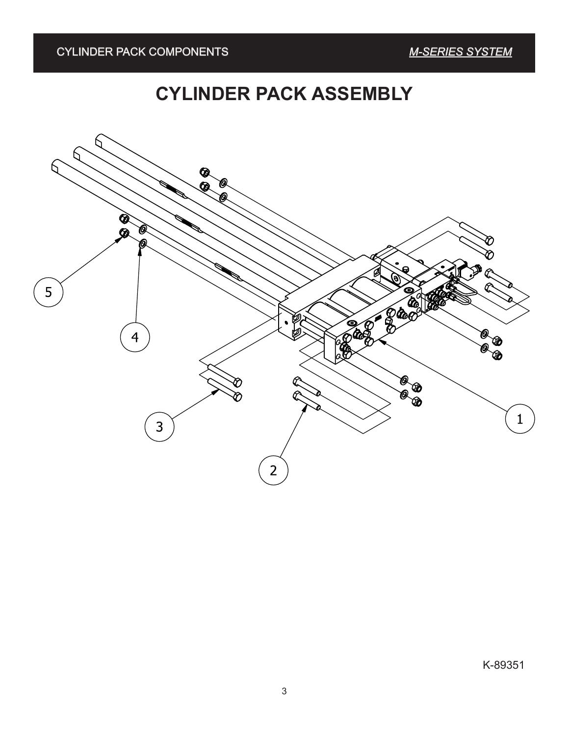# CYLINDER PACK ASSEMBLY

5

4

3

2

1

K-89351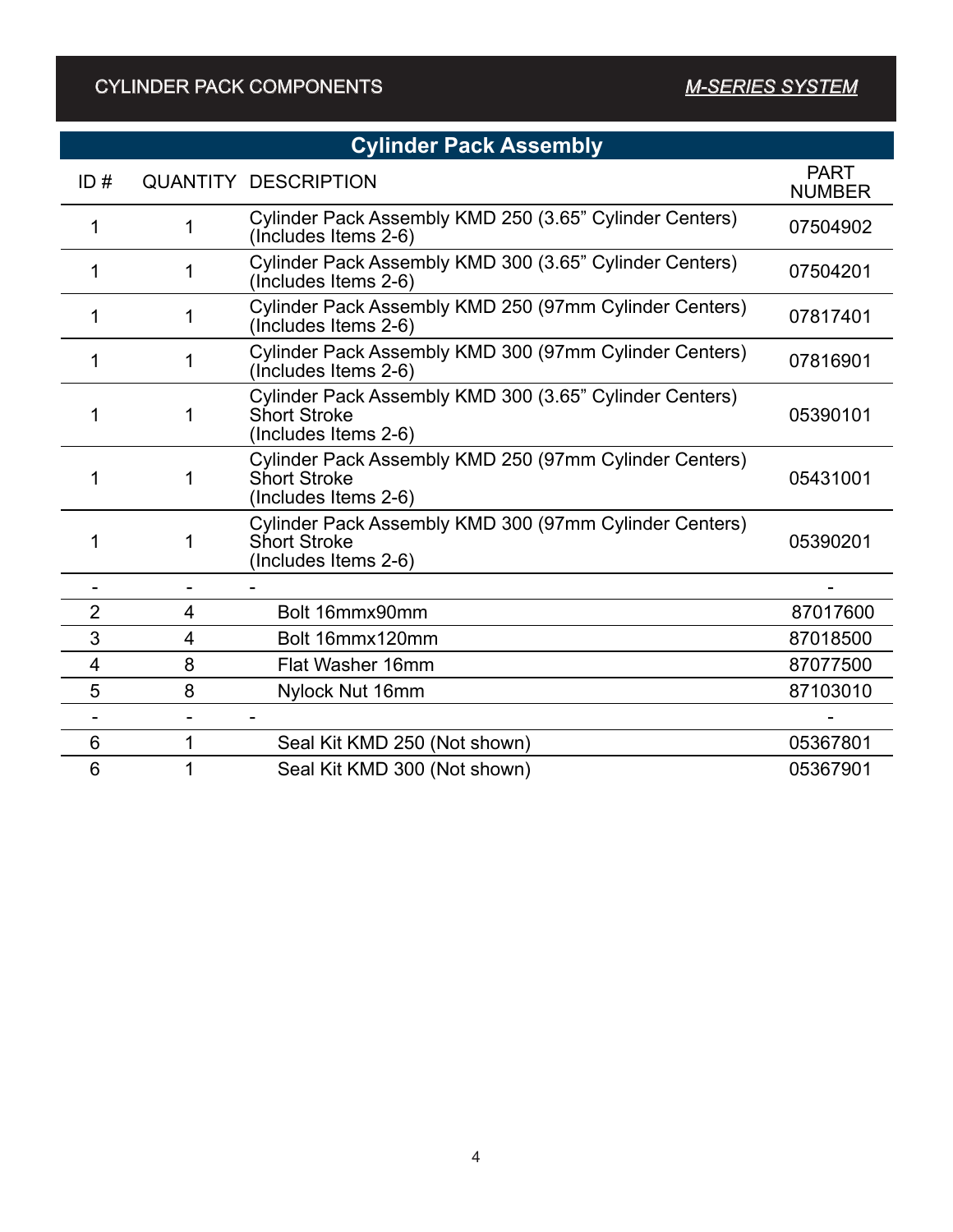# CYLINDER PACK COMPONENTS

*M-SERIES SYSTEM*

## Cylinder Pack Assembly

| ID # | QUANTITY | DESCRIPTION | PART NUMBER |
| --- | --- | --- | --- |
| 1 | 1 | Cylinder Pack Assembly KMD 250 (3.65" Cylinder Centers) (Includes Items 2-6) | 07504902 |
| 1 | 1 | Cylinder Pack Assembly KMD 300 (3.65" Cylinder Centers) (Includes Items 2-6) | 07504201 |
| 1 | 1 | Cylinder Pack Assembly KMD 250 (97mm Cylinder Centers) (Includes Items 2-6) | 07817401 |
| 1 | 1 | Cylinder Pack Assembly KMD 300 (97mm Cylinder Centers) (Includes Items 2-6) | 07816901 |
| 1 | 1 | Cylinder Pack Assembly KMD 300 (3.65" Cylinder Centers) Short Stroke (Includes Items 2-6) | 05390101 |
| 1 | 1 | Cylinder Pack Assembly KMD 250 (97mm Cylinder Centers) Short Stroke (Includes Items 2-6) | 05431001 |
| 1 | 1 | Cylinder Pack Assembly KMD 300 (97mm Cylinder Centers) Short Stroke (Includes Items 2-6) | 05390201 |
| - | - | - | - |
| 2 | 4 | Bolt 16mmx90mm | 87017600 |
| 3 | 4 | Bolt 16mmx120mm | 87018500 |
| 4 | 8 | Flat Washer 16mm | 87077500 |
| 5 | 8 | Nylock Nut 16mm | 87103010 |
| - | - | - | - |
| 6 | 1 | Seal Kit KMD 250 (Not shown) | 05367801 |
| 6 | 1 | Seal Kit KMD 300 (Not shown) | 05367901 |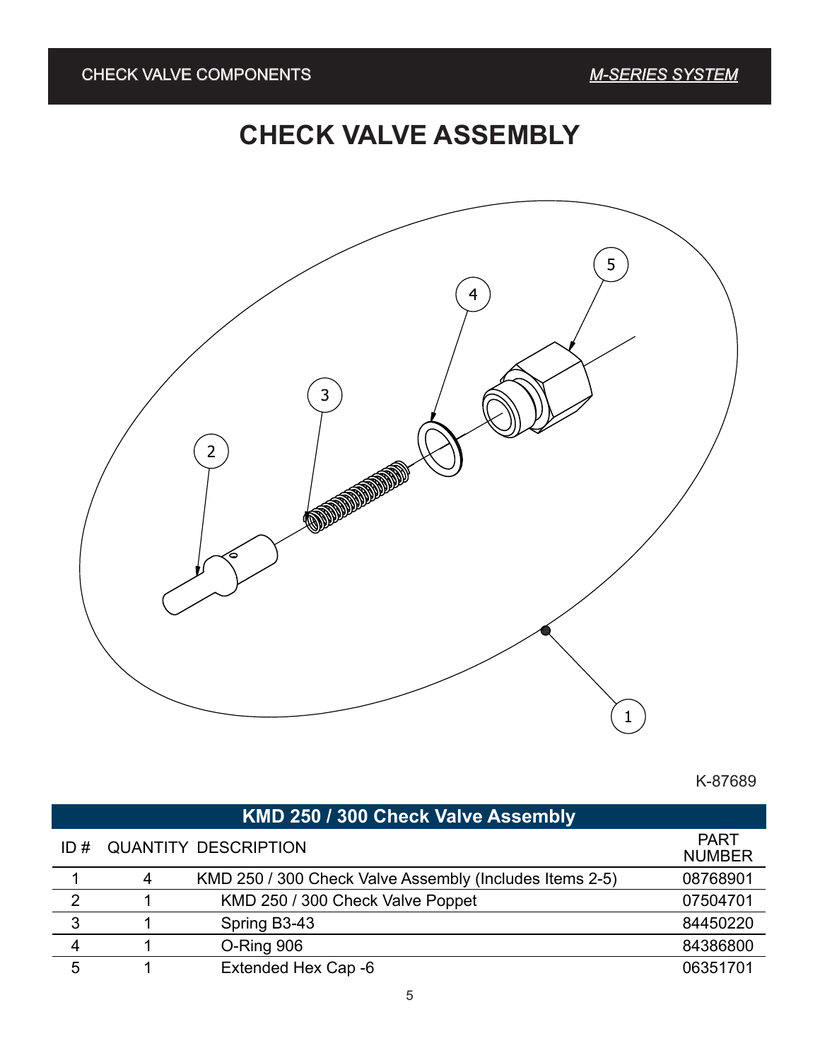# CHECK VALVE ASSEMBLY

K-87689

| KMD 250 / 300 Check Valve Assembly | | | |
|---|---|---|---|
| ID # | QUANTITY | DESCRIPTION | PART NUMBER |
| 1 | 4 | KMD 250 / 300 Check Valve Assembly (Includes Items 2-5) | 08768901 |
| 2 | 1 | KMD 250 / 300 Check Valve Poppet | 07504701 |
| 3 | 1 | Spring B3-43 | 84450220 |
| 4 | 1 | O-Ring 906 | 84386800 |
| 5 | 1 | Extended Hex Cap -6 | 06351701 |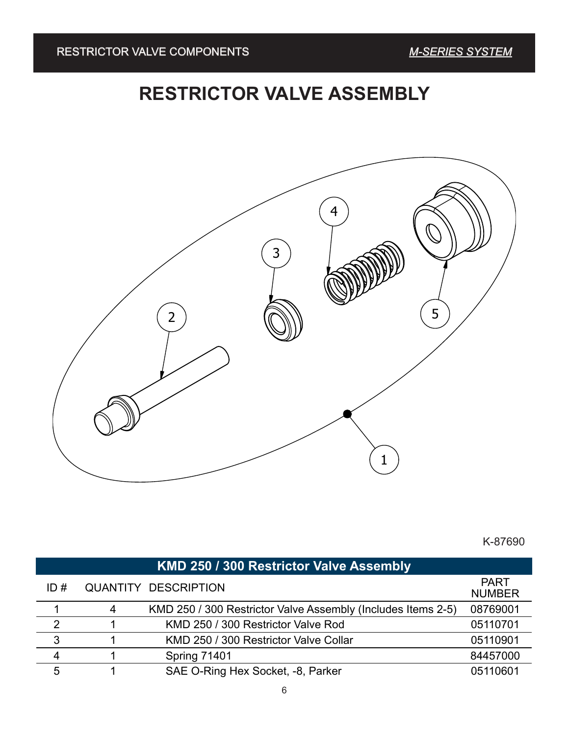# RESTRICTOR VALVE ASSEMBLY

2
3
4
5
1

K-87690

| KMD 250 / 300 Restrictor Valve Assembly | | | |
|---|---|---|---|
| ID # | QUANTITY | DESCRIPTION | PART NUMBER |
| 1 | 4 | KMD 250 / 300 Restrictor Valve Assembly (Includes Items 2-5) | 08769001 |
| 2 | 1 | KMD 250 / 300 Restrictor Valve Rod | 05110701 |
| 3 | 1 | KMD 250 / 300 Restrictor Valve Collar | 05110901 |
| 4 | 1 | Spring 71401 | 84457000 |
| 5 | 1 | SAE O-Ring Hex Socket, -8, Parker | 05110601 |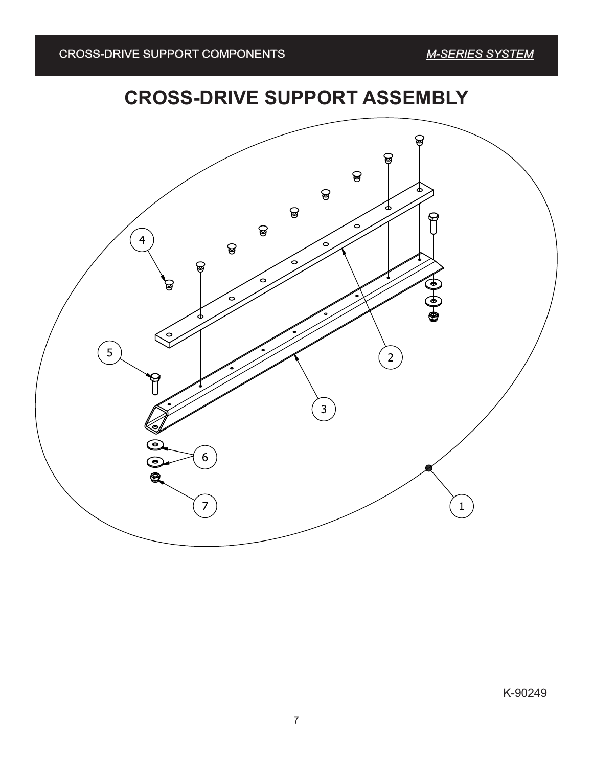# CROSS-DRIVE SUPPORT ASSEMBLY

4

5

2

3

6

7

1

K-90249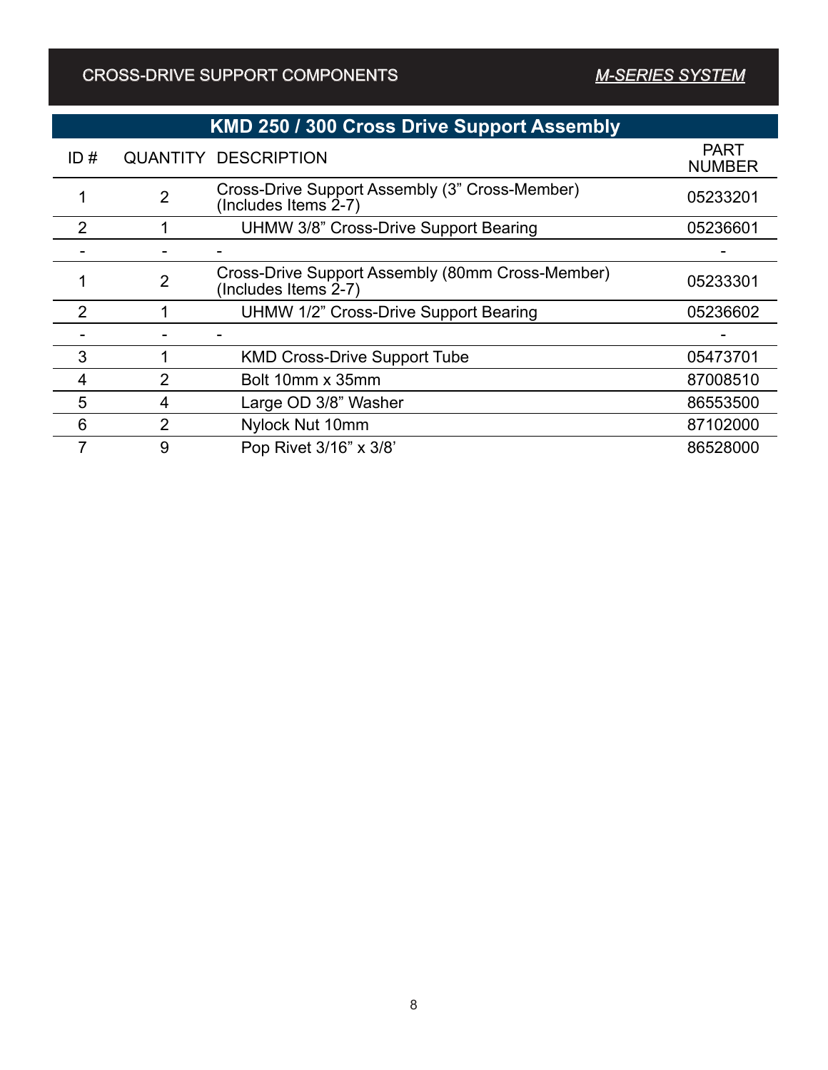CROSS-DRIVE SUPPORT COMPONENTS

*M-SERIES SYSTEM*

## KMD 250 / 300 Cross Drive Support Assembly

| ID # | QUANTITY | DESCRIPTION | PART NUMBER |
|---|---|---|---|
| 1 | 2 | Cross-Drive Support Assembly (3" Cross-Member) (Includes Items 2-7) | 05233201 |
| 2 | 1 | UHMW 3/8" Cross-Drive Support Bearing | 05236601 |
| - | - | - | - |
| 1 | 2 | Cross-Drive Support Assembly (80mm Cross-Member) (Includes Items 2-7) | 05233301 |
| 2 | 1 | UHMW 1/2" Cross-Drive Support Bearing | 05236602 |
| - | - | - | - |
| 3 | 1 | KMD Cross-Drive Support Tube | 05473701 |
| 4 | 2 | Bolt 10mm x 35mm | 87008510 |
| 5 | 4 | Large OD 3/8" Washer | 86553500 |
| 6 | 2 | Nylock Nut 10mm | 87102000 |
| 7 | 9 | Pop Rivet 3/16" x 3/8' | 86528000 |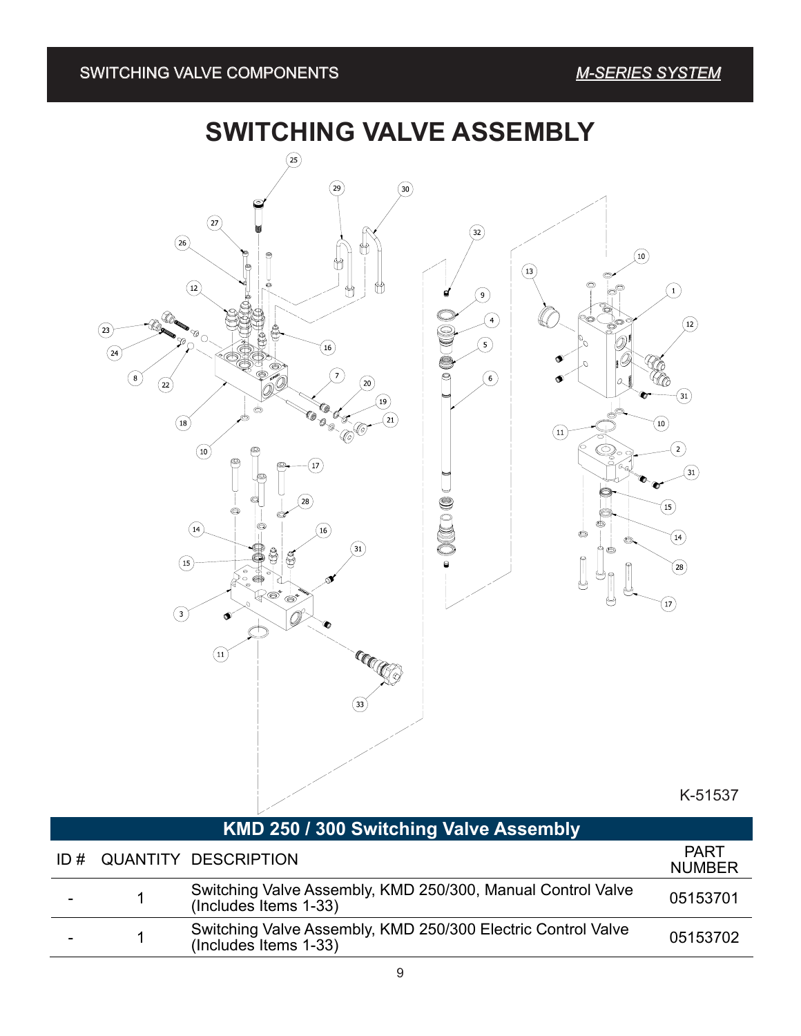# SWITCHING VALVE ASSEMBLY

K-51537

| KMD 250 / 300 Switching Valve Assembly | | | |
|---|---|---|---|
| ID # | QUANTITY | DESCRIPTION | PART NUMBER |
| - | 1 | Switching Valve Assembly, KMD 250/300, Manual Control Valve (Includes Items 1-33) | 05153701 |
| - | 1 | Switching Valve Assembly, KMD 250/300 Electric Control Valve (Includes Items 1-33) | 05153702 |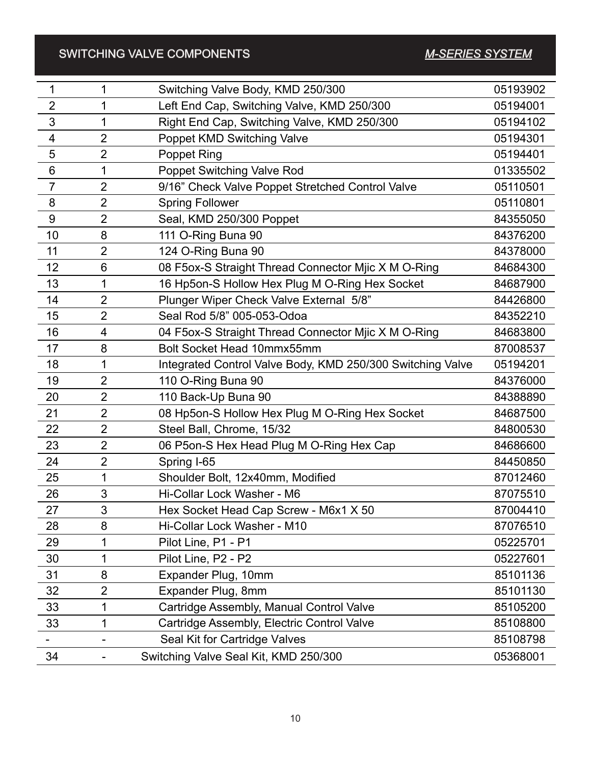## SWITCHING VALVE COMPONENTS

*M-SERIES SYSTEM*

| | | | |
|---|---|---|---|
| 1 | 1 | Switching Valve Body, KMD 250/300 | 05193902 |
| 2 | 1 | Left End Cap, Switching Valve, KMD 250/300 | 05194001 |
| 3 | 1 | Right End Cap, Switching Valve, KMD 250/300 | 05194102 |
| 4 | 2 | Poppet KMD Switching Valve | 05194301 |
| 5 | 2 | Poppet Ring | 05194401 |
| 6 | 1 | Poppet Switching Valve Rod | 01335502 |
| 7 | 2 | 9/16” Check Valve Poppet Stretched Control Valve | 05110501 |
| 8 | 2 | Spring Follower | 05110801 |
| 9 | 2 | Seal, KMD 250/300 Poppet | 84355050 |
| 10 | 8 | 111 O-Ring Buna 90 | 84376200 |
| 11 | 2 | 124 O-Ring Buna 90 | 84378000 |
| 12 | 6 | 08 F5ox-S Straight Thread Connector Mjic X M O-Ring | 84684300 |
| 13 | 1 | 16 Hp5on-S Hollow Hex Plug M O-Ring Hex Socket | 84687900 |
| 14 | 2 | Plunger Wiper Check Valve External 5/8” | 84426800 |
| 15 | 2 | Seal Rod 5/8” 005-053-Odoa | 84352210 |
| 16 | 4 | 04 F5ox-S Straight Thread Connector Mjic X M O-Ring | 84683800 |
| 17 | 8 | Bolt Socket Head 10mmx55mm | 87008537 |
| 18 | 1 | Integrated Control Valve Body, KMD 250/300 Switching Valve | 05194201 |
| 19 | 2 | 110 O-Ring Buna 90 | 84376000 |
| 20 | 2 | 110 Back-Up Buna 90 | 84388890 |
| 21 | 2 | 08 Hp5on-S Hollow Hex Plug M O-Ring Hex Socket | 84687500 |
| 22 | 2 | Steel Ball, Chrome, 15/32 | 84800530 |
| 23 | 2 | 06 P5on-S Hex Head Plug M O-Ring Hex Cap | 84686600 |
| 24 | 2 | Spring I-65 | 84450850 |
| 25 | 1 | Shoulder Bolt, 12x40mm, Modified | 87012460 |
| 26 | 3 | Hi-Collar Lock Washer - M6 | 87075510 |
| 27 | 3 | Hex Socket Head Cap Screw - M6x1 X 50 | 87004410 |
| 28 | 8 | Hi-Collar Lock Washer - M10 | 87076510 |
| 29 | 1 | Pilot Line, P1 - P1 | 05225701 |
| 30 | 1 | Pilot Line, P2 - P2 | 05227601 |
| 31 | 8 | Expander Plug, 10mm | 85101136 |
| 32 | 2 | Expander Plug, 8mm | 85101130 |
| 33 | 1 | Cartridge Assembly, Manual Control Valve | 85105200 |
| 33 | 1 | Cartridge Assembly, Electric Control Valve | 85108800 |
| - | - | Seal Kit for Cartridge Valves | 85108798 |
| 34 | - | Switching Valve Seal Kit, KMD 250/300 | 05368001 |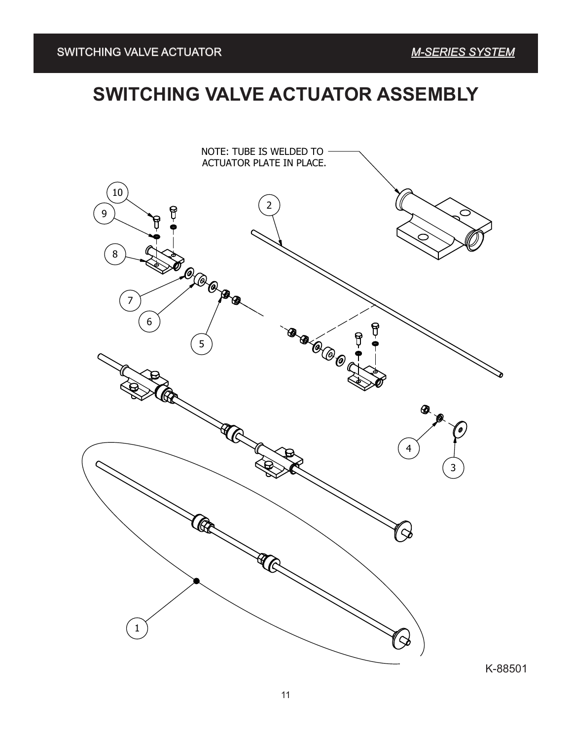# SWITCHING VALVE ACTUATOR ASSEMBLY

NOTE: TUBE IS WELDED TO ACTUATOR PLATE IN PLACE.

10

9

8

7

6

5

2

4

3

1

K-88501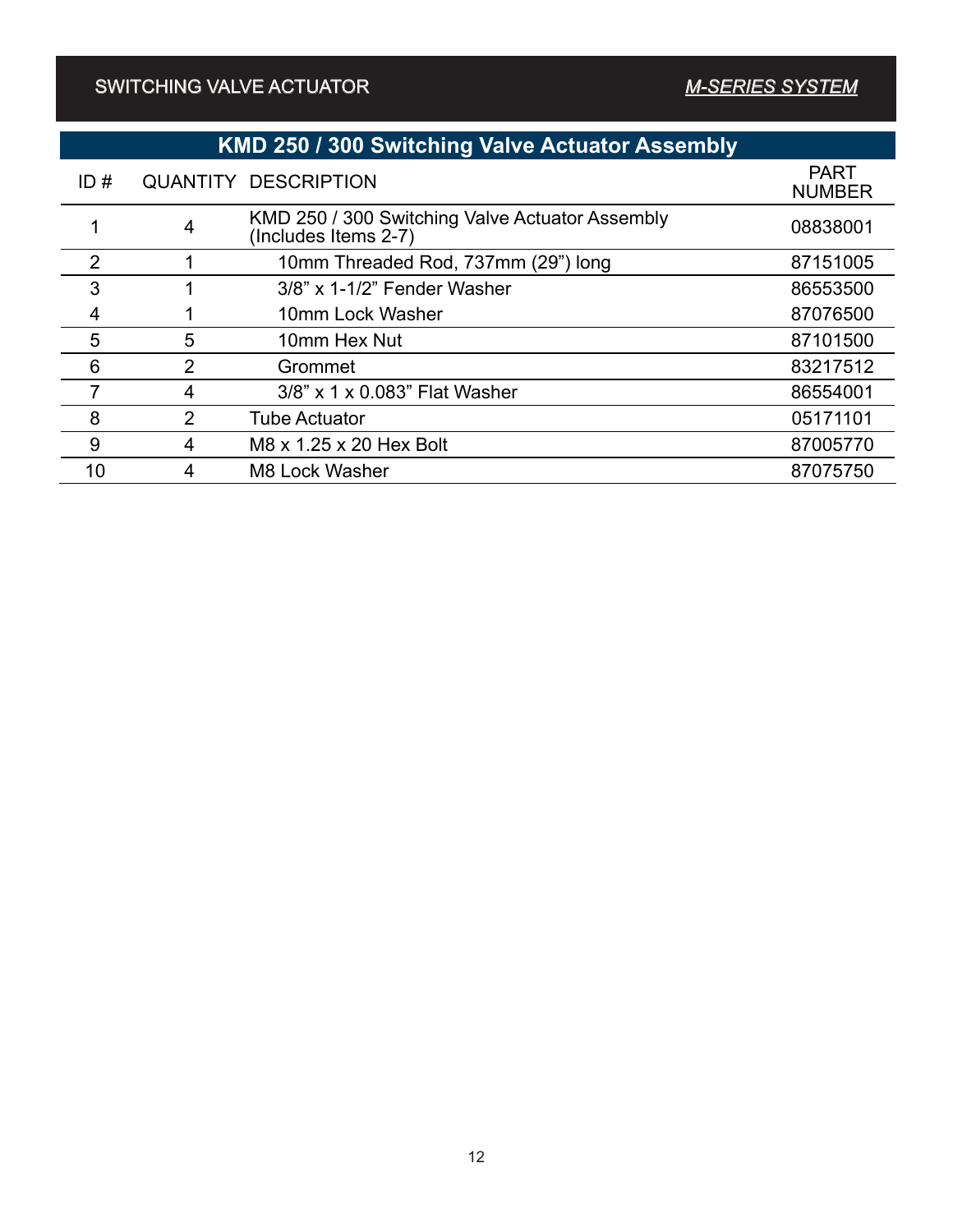## KMD 250 / 300 Switching Valve Actuator Assembly

| ID # | QUANTITY | DESCRIPTION | PART NUMBER |
|---|---|---|---|
| 1 | 4 | KMD 250 / 300 Switching Valve Actuator Assembly (Includes Items 2-7) | 08838001 |
| 2 | 1 | 10mm Threaded Rod, 737mm (29") long | 87151005 |
| 3 | 1 | 3/8" x 1-1/2" Fender Washer | 86553500 |
| 4 | 1 | 10mm Lock Washer | 87076500 |
| 5 | 5 | 10mm Hex Nut | 87101500 |
| 6 | 2 | Grommet | 83217512 |
| 7 | 4 | 3/8" x 1 x 0.083" Flat Washer | 86554001 |
| 8 | 2 | Tube Actuator | 05171101 |
| 9 | 4 | M8 x 1.25 x 20 Hex Bolt | 87005770 |
| 10 | 4 | M8 Lock Washer | 87075750 |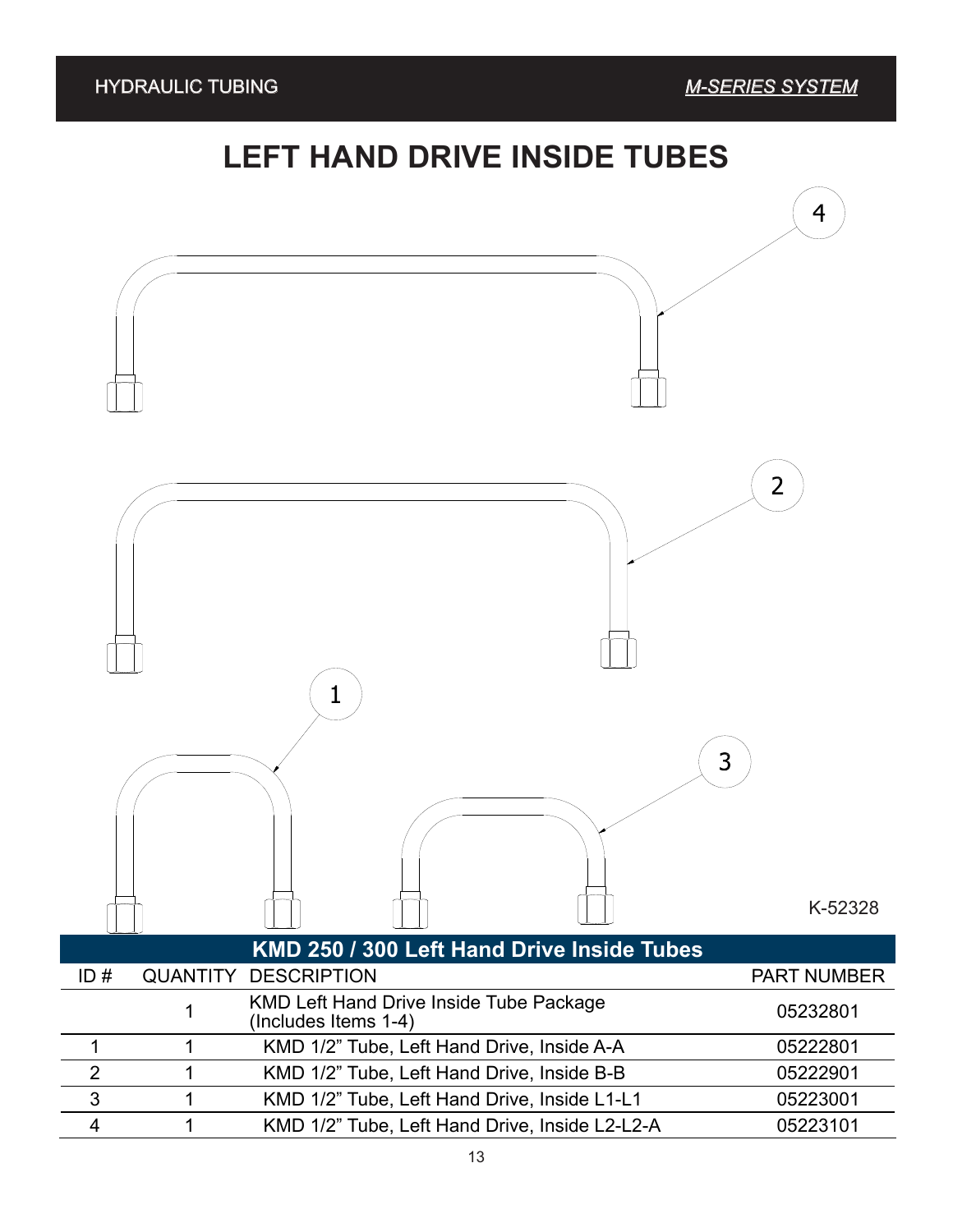# LEFT HAND DRIVE INSIDE TUBES

4

2

1

3

K-52328

| KMD 250 / 300 Left Hand Drive Inside Tubes | | | |
|---|---|---|---|
| ID # | QUANTITY | DESCRIPTION | PART NUMBER |
| | 1 | KMD Left Hand Drive Inside Tube Package (Includes Items 1-4) | 05232801 |
| 1 | 1 | KMD 1/2" Tube, Left Hand Drive, Inside A-A | 05222801 |
| 2 | 1 | KMD 1/2" Tube, Left Hand Drive, Inside B-B | 05222901 |
| 3 | 1 | KMD 1/2" Tube, Left Hand Drive, Inside L1-L1 | 05223001 |
| 4 | 1 | KMD 1/2" Tube, Left Hand Drive, Inside L2-L2-A | 05223101 |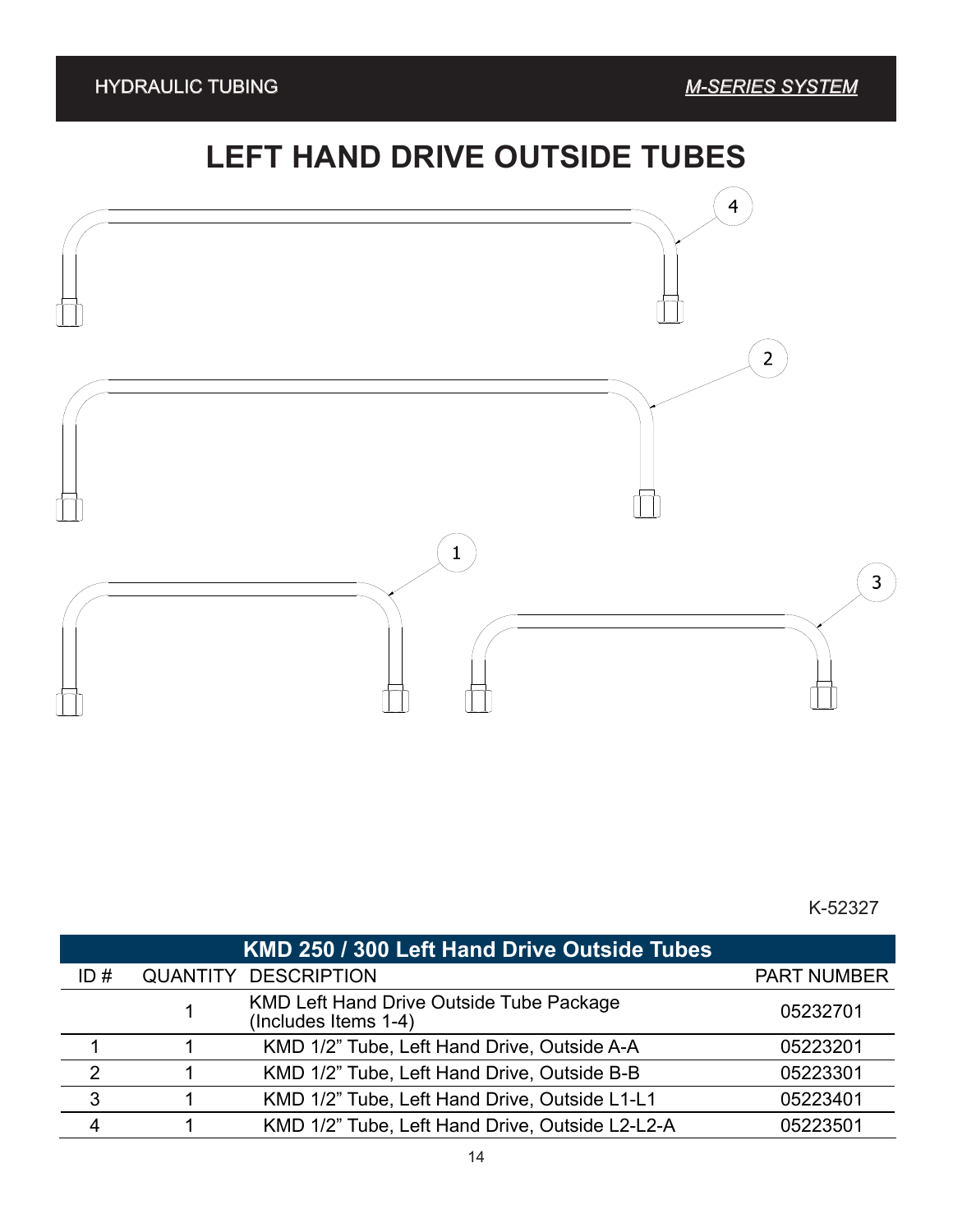# LEFT HAND DRIVE OUTSIDE TUBES

4

2

1

3

K-52327

| KMD 250 / 300 Left Hand Drive Outside Tubes | | | |
|---|---|---|---|
| ID # | QUANTITY | DESCRIPTION | PART NUMBER |
| | 1 | KMD Left Hand Drive Outside Tube Package (Includes Items 1-4) | 05232701 |
| 1 | 1 | KMD 1/2" Tube, Left Hand Drive, Outside A-A | 05223201 |
| 2 | 1 | KMD 1/2" Tube, Left Hand Drive, Outside B-B | 05223301 |
| 3 | 1 | KMD 1/2" Tube, Left Hand Drive, Outside L1-L1 | 05223401 |
| 4 | 1 | KMD 1/2" Tube, Left Hand Drive, Outside L2-L2-A | 05223501 |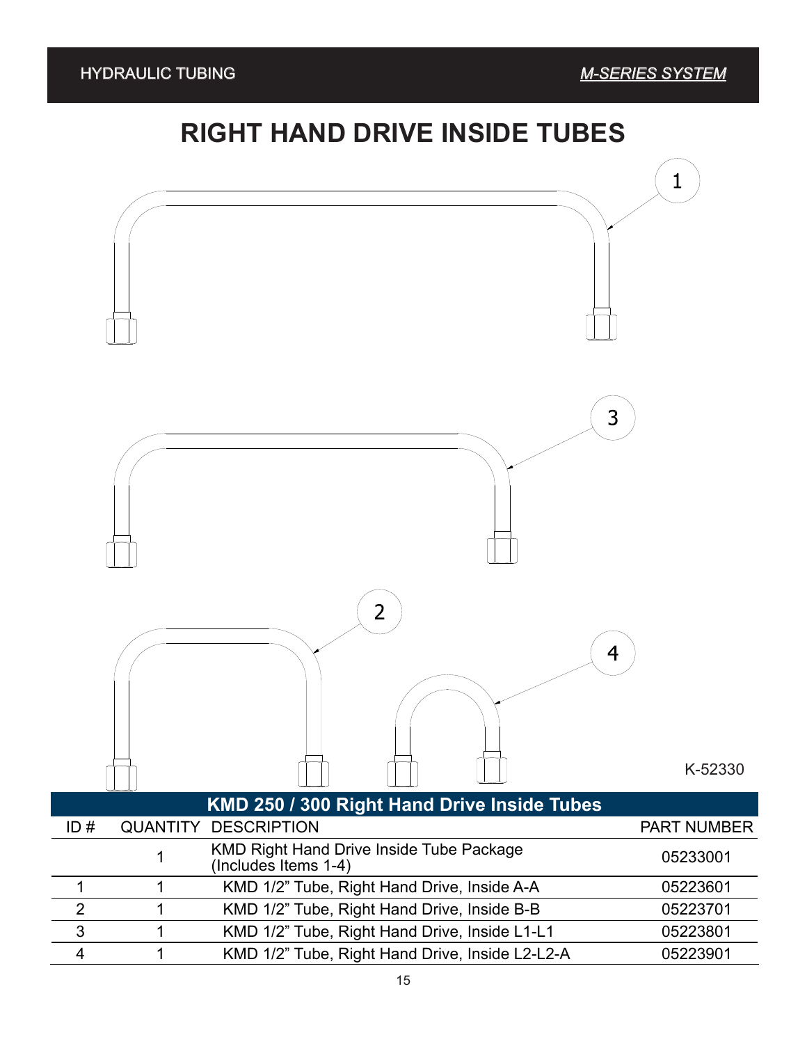# RIGHT HAND DRIVE INSIDE TUBES

1

3

2

4

K-52330

| KMD 250 / 300 Right Hand Drive Inside Tubes | | | |
|---|---|---|---|
| ID # | QUANTITY | DESCRIPTION | PART NUMBER |
| | 1 | KMD Right Hand Drive Inside Tube Package (Includes Items 1-4) | 05233001 |
| 1 | 1 | KMD 1/2" Tube, Right Hand Drive, Inside A-A | 05223601 |
| 2 | 1 | KMD 1/2" Tube, Right Hand Drive, Inside B-B | 05223701 |
| 3 | 1 | KMD 1/2" Tube, Right Hand Drive, Inside L1-L1 | 05223801 |
| 4 | 1 | KMD 1/2" Tube, Right Hand Drive, Inside L2-L2-A | 05223901 |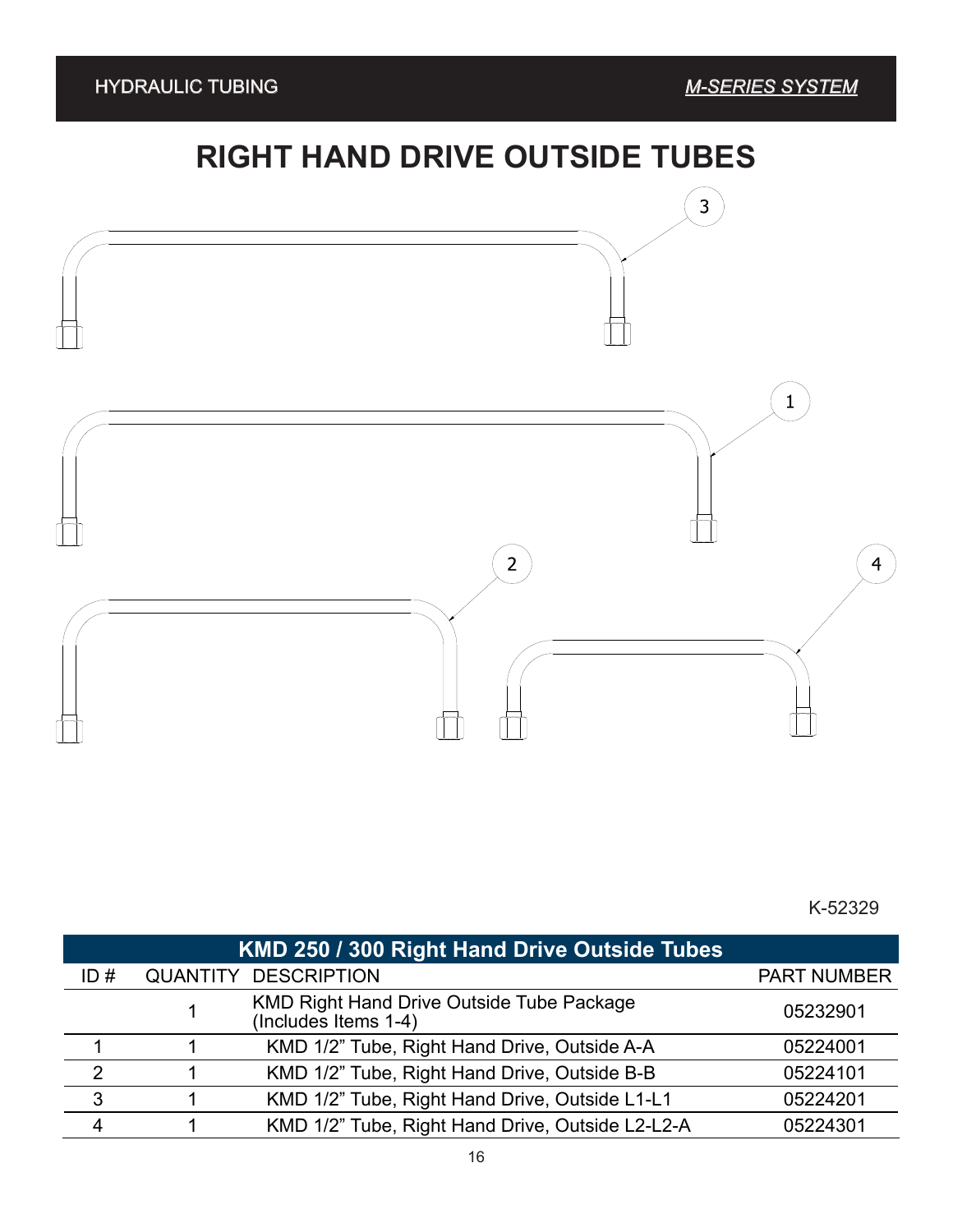# RIGHT HAND DRIVE OUTSIDE TUBES

3

1

2

4

K-52329

| KMD 250 / 300 Right Hand Drive Outside Tubes | | | |
|---|---|---|---|
| ID # | QUANTITY | DESCRIPTION | PART NUMBER |
| | 1 | KMD Right Hand Drive Outside Tube Package (Includes Items 1-4) | 05232901 |
| 1 | 1 | KMD 1/2" Tube, Right Hand Drive, Outside A-A | 05224001 |
| 2 | 1 | KMD 1/2" Tube, Right Hand Drive, Outside B-B | 05224101 |
| 3 | 1 | KMD 1/2" Tube, Right Hand Drive, Outside L1-L1 | 05224201 |
| 4 | 1 | KMD 1/2" Tube, Right Hand Drive, Outside L2-L2-A | 05224301 |